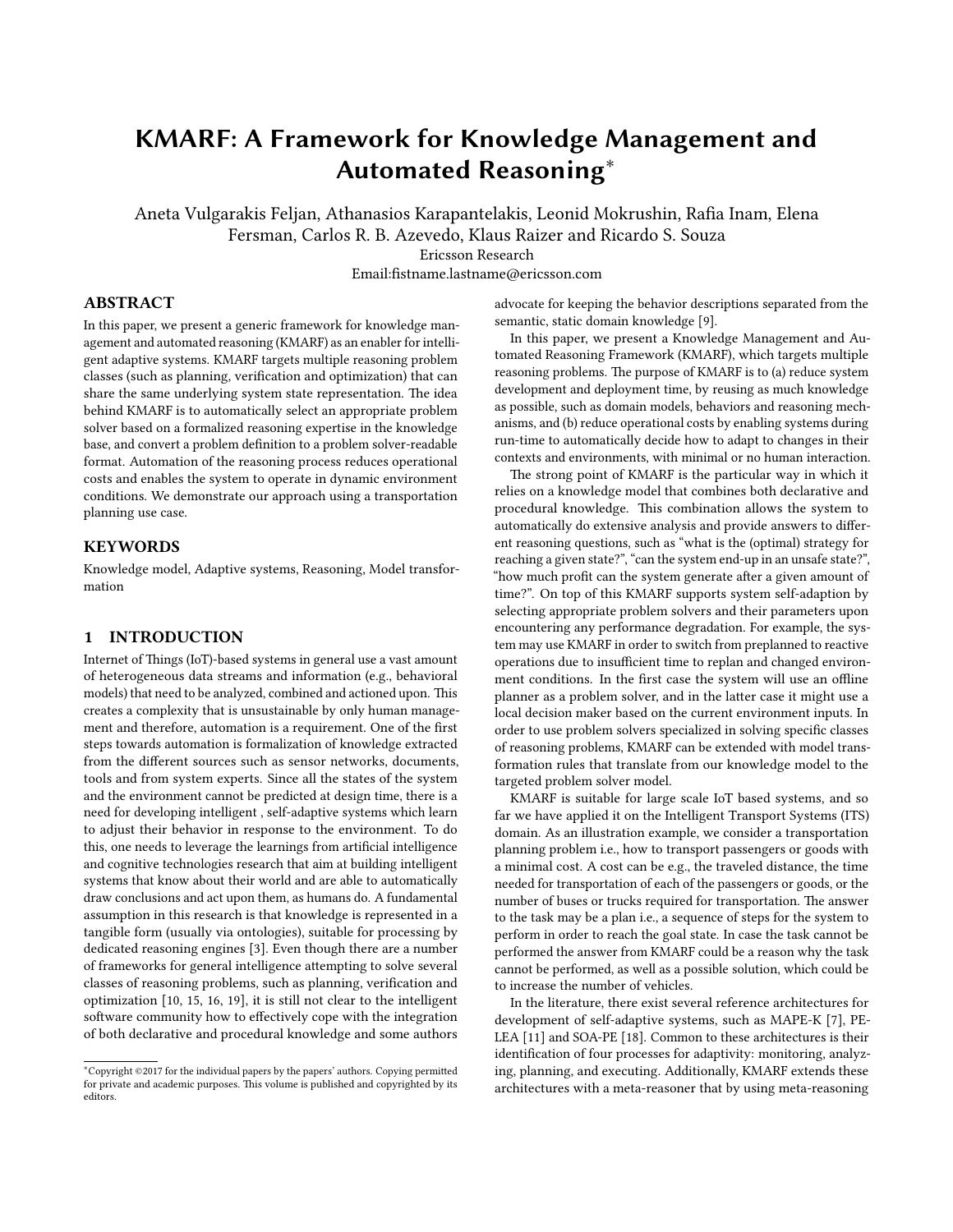# KMARF: A Framework for Knowledge Management and Automated Reasoning*

Aneta Vulgarakis Feljan, Athanasios Karapantelakis, Leonid Mokrushin, Rafia Inam, Elena Fersman, Carlos R. B. Azevedo, Klaus Raizer and Ricardo S. Souza

Ericsson Research

Email:fistname.lastname@ericsson.com

## ABSTRACT

In this paper, we present a generic framework for knowledge management and automated reasoning (KMARF) as an enabler for intelligent adaptive systems. KMARF targets multiple reasoning problem classes (such as planning, verification and optimization) that can share the same underlying system state representation. The idea behind KMARF is to automatically select an appropriate problem solver based on a formalized reasoning expertise in the knowledge base, and convert a problem definition to a problem solver-readable format. Automation of the reasoning process reduces operational costs and enables the system to operate in dynamic environment conditions. We demonstrate our approach using a transportation planning use case.

## KEYWORDS

Knowledge model, Adaptive systems, Reasoning, Model transformation

## 1 INTRODUCTION

Internet of Things (IoT)-based systems in general use a vast amount of heterogeneous data streams and information (e.g., behavioral models) that need to be analyzed, combined and actioned upon. This creates a complexity that is unsustainable by only human management and therefore, automation is a requirement. One of the first steps towards automation is formalization of knowledge extracted from the different sources such as sensor networks, documents, tools and from system experts. Since all the states of the system and the environment cannot be predicted at design time, there is a need for developing intelligent , self-adaptive systems which learn to adjust their behavior in response to the environment. To do this, one needs to leverage the learnings from artificial intelligence and cognitive technologies research that aim at building intelligent systems that know about their world and are able to automatically draw conclusions and act upon them, as humans do. A fundamental assumption in this research is that knowledge is represented in a tangible form (usually via ontologies), suitable for processing by dedicated reasoning engines [3]. Even though there are a number of frameworks for general intelligence attempting to solve several classes of reasoning problems, such as planning, verification and optimization [10, 15, 16, 19], it is still not clear to the intelligent software community how to effectively cope with the integration of both declarative and procedural knowledge and some authors advocate for keeping the behavior descriptions separated from the semantic, static domain knowledge [9].

In this paper, we present a Knowledge Management and Automated Reasoning Framework (KMARF), which targets multiple reasoning problems. The purpose of KMARF is to (a) reduce system development and deployment time, by reusing as much knowledge as possible, such as domain models, behaviors and reasoning mechanisms, and (b) reduce operational costs by enabling systems during run-time to automatically decide how to adapt to changes in their contexts and environments, with minimal or no human interaction.

The strong point of KMARF is the particular way in which it relies on a knowledge model that combines both declarative and procedural knowledge. This combination allows the system to automatically do extensive analysis and provide answers to different reasoning questions, such as "what is the (optimal) strategy for reaching a given state?", "can the system end-up in an unsafe state?", "how much profit can the system generate after a given amount of time?". On top of this KMARF supports system self-adaption by selecting appropriate problem solvers and their parameters upon encountering any performance degradation. For example, the system may use KMARF in order to switch from preplanned to reactive operations due to insufficient time to replan and changed environment conditions. In the first case the system will use an offline planner as a problem solver, and in the latter case it might use a local decision maker based on the current environment inputs. In order to use problem solvers specialized in solving specific classes of reasoning problems, KMARF can be extended with model transformation rules that translate from our knowledge model to the targeted problem solver model.

KMARF is suitable for large scale IoT based systems, and so far we have applied it on the Intelligent Transport Systems (ITS) domain. As an illustration example, we consider a transportation planning problem i.e., how to transport passengers or goods with a minimal cost. A cost can be e.g., the traveled distance, the time needed for transportation of each of the passengers or goods, or the number of buses or trucks required for transportation. The answer to the task may be a plan i.e., a sequence of steps for the system to perform in order to reach the goal state. In case the task cannot be performed the answer from KMARF could be a reason why the task cannot be performed, as well as a possible solution, which could be to increase the number of vehicles.

In the literature, there exist several reference architectures for development of self-adaptive systems, such as MAPE-K [7], PELEA [11] and SOA-PE [18]. Common to these architectures is their identification of four processes for adaptivity: monitoring, analyzing, planning, and executing. Additionally, KMARF extends these architectures with a meta-reasoner that by using meta-reasoning

*Copyright ©2017 for the individual papers by the papers' authors. Copying permitted for private and academic purposes. This volume is published and copyrighted by its editors.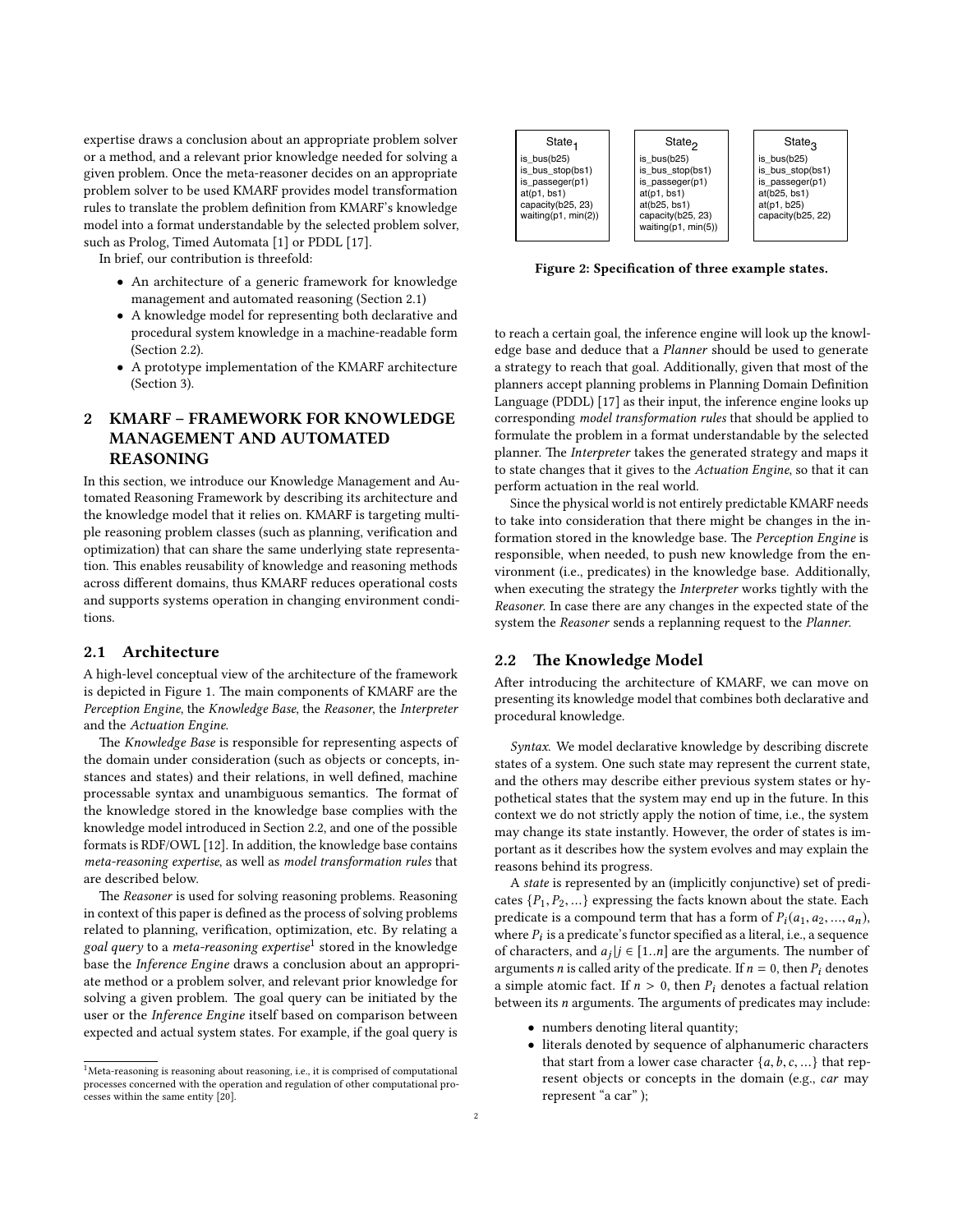expertise draws a conclusion about an appropriate problem solver or a method, and a relevant prior knowledge needed for solving a given problem. Once the meta-reasoner decides on an appropriate problem solver to be used KMARF provides model transformation rules to translate the problem definition from KMARF's knowledge model into a format understandable by the selected problem solver, such as Prolog, Timed Automata [1] or PDDL [17].

In brief, our contribution is threefold:

- An architecture of a generic framework for knowledge management and automated reasoning (Section 2.1)
- A knowledge model for representing both declarative and procedural system knowledge in a machine-readable form (Section 2.2).
- A prototype implementation of the KMARF architecture (Section 3).

## 2 KMARF – FRAMEWORK FOR KNOWLEDGE MANAGEMENT AND AUTOMATED REASONING

In this section, we introduce our Knowledge Management and Automated Reasoning Framework by describing its architecture and the knowledge model that it relies on. KMARF is targeting multiple reasoning problem classes (such as planning, verification and optimization) that can share the same underlying state representation. This enables reusability of knowledge and reasoning methods across different domains, thus KMARF reduces operational costs and supports systems operation in changing environment conditions.

### 2.1 Architecture

A high-level conceptual view of the architecture of the framework is depicted in Figure 1. The main components of KMARF are the *Perception Engine*, the *Knowledge Base*, the *Reasoner*, the *Interpreter* and the *Actuation Engine*.

The *Knowledge Base* is responsible for representing aspects of the domain under consideration (such as objects or concepts, instances and states) and their relations, in well defined, machine processable syntax and unambiguous semantics. The format of the knowledge stored in the knowledge base complies with the knowledge model introduced in Section 2.2, and one of the possible formats is RDF/OWL [12]. In addition, the knowledge base contains *meta-reasoning expertise*, as well as *model transformation rules* that are described below.

The *Reasoner* is used for solving reasoning problems. Reasoning in context of this paper is defined as the process of solving problems related to planning, verification, optimization, etc. By relating a *goal query* to a *meta-reasoning expertise*[1] stored in the knowledge base the *Inference Engine* draws a conclusion about an appropriate method or a problem solver, and relevant prior knowledge for solving a given problem. The goal query can be initiated by the user or the *Inference Engine* itself based on comparison between expected and actual system states. For example, if the goal query is to reach a certain goal, the inference engine will look up the knowledge base and deduce that a *Planner* should be used to generate a strategy to reach that goal. Additionally, given that most of the planners accept planning problems in Planning Domain Definition Language (PDDL) [17] as their input, the inference engine looks up corresponding *model transformation rules* that should be applied to formulate the problem in a format understandable by the selected planner. The *Interpreter* takes the generated strategy and maps it to state changes that it gives to the *Actuation Engine*, so that it can perform actuation in the real world.

Since the physical world is not entirely predictable KMARF needs to take into consideration that there might be changes in the information stored in the knowledge base. The *Perception Engine* is responsible, when needed, to push new knowledge from the environment (i.e., predicates) in the knowledge base. Additionally, when executing the strategy the *Interpreter* works tightly with the *Reasoner*. In case there are any changes in the expected state of the system the *Reasoner* sends a replanning request to the *Planner*.

[1] Meta-reasoning is reasoning about reasoning, i.e., it is comprised of computational processes concerned with the operation and regulation of other computational processes within the same entity [20].

| $State_1$ | $State_2$ | $State_3$ |
|---|---|---|
| is_bus(b25) | is_bus(b25) | is_bus(b25) |
| is_bus_stop(bs1) | is_bus_stop(bs1) | is_bus_stop(bs1) |
| is_passeger(p1) | is_passeger(p1) | is_passeger(p1) |
| at(p1, bs1) | at(p1, bs1) | at(b25, bs1) |
| capacity(b25, 23) | at(b25, bs1) | at(p1, b25) |
| waiting(p1, min(2)) | capacity(b25, 23) | capacity(b25, 22) |
| | waiting(p1, min(5)) | |

**Figure 2: Specification of three example states.**

### 2.2 The Knowledge Model

After introducing the architecture of KMARF, we can move on presenting its knowledge model that combines both declarative and procedural knowledge.

*Syntax.* We model declarative knowledge by describing discrete states of a system. One such state may represent the current state, and the others may describe either previous system states or hypothetical states that the system may end up in the future. In this context we do not strictly apply the notion of time, i.e., the system may change its state instantly. However, the order of states is important as it describes how the system evolves and may explain the reasons behind its progress.

A *state* is represented by an (implicitly conjunctive) set of predicates $\{P_1, P_2, ...\}$ expressing the facts known about the state. Each predicate is a compound term that has a form of $P_i(a_1, a_2, ..., a_n)$, where $P_i$ is a predicate's functor specified as a literal, i.e., a sequence of characters, and $a_j | j \in [1..n]$ are the arguments. The number of arguments $n$ is called arity of the predicate. If $n = 0$, then $P_i$ denotes a simple atomic fact. If $n > 0$, then $P_i$ denotes a factual relation between its $n$ arguments. The arguments of predicates may include:

- numbers denoting literal quantity;
- literals denoted by sequence of alphanumeric characters that start from a lower case character $\{a, b, c, ...\}$ that represent objects or concepts in the domain (e.g., *car* may represent "a car");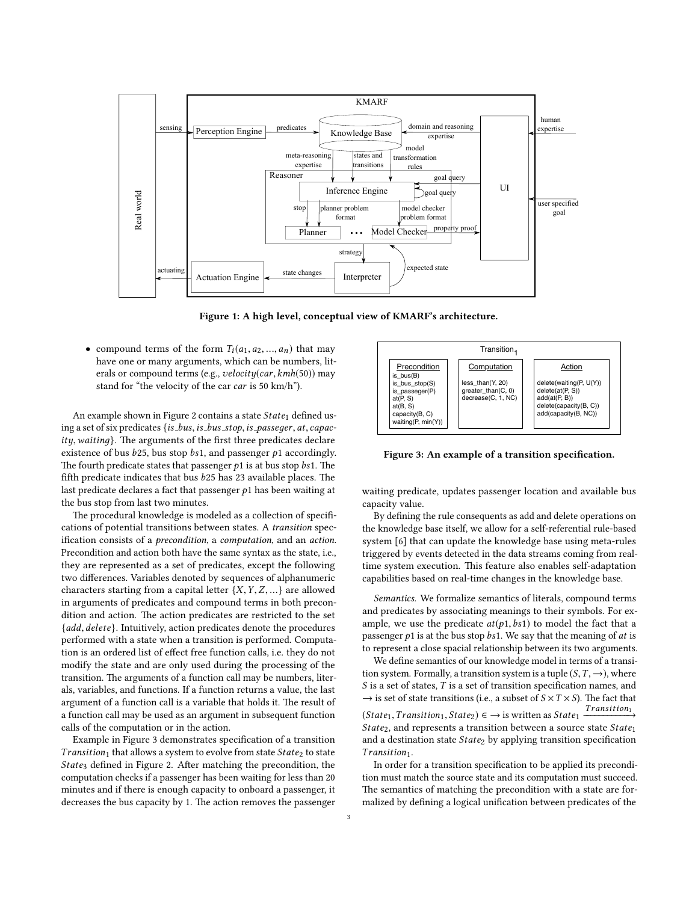Figure 1: A high level, conceptual view of KMARF's architecture.

- compound terms of the form $T_i(a_1, a_2, ..., a_n)$ that may have one or many arguments, which can be numbers, literals or compound terms (e.g., $velocity(car, kmh(50))$ may stand for "the velocity of the car $car$ is 50 km/h").

An example shown in Figure 2 contains a state $State_1$ defined using a set of six predicates {*is_bus*, *is_bus_stop*, *is_passeger*, *at*, *capacity*, *waiting*}. The arguments of the first three predicates declare existence of bus $b25$, bus stop $bs1$, and passenger $p1$ accordingly. The fourth predicate states that passenger $p1$ is at bus stop $bs1$. The fifth predicate indicates that bus $b25$ has 23 available places. The last predicate declares a fact that passenger $p1$ has been waiting at the bus stop from last two minutes.

The procedural knowledge is modeled as a collection of specifications of potential transitions between states. A *transition* specification consists of a *precondition*, a *computation*, and an *action*. Precondition and action both have the same syntax as the state, i.e., they are represented as a set of predicates, except the following two differences. Variables denoted by sequences of alphanumeric characters starting from a capital letter $\{X, Y, Z, ...\}$ are allowed in arguments of predicates and compound terms in both precondition and action. The action predicates are restricted to the set {*add*, *delete*}. Intuitively, action predicates denote the procedures performed with a state when a transition is performed. Computation is an ordered list of effect free function calls, i.e. they do not modify the state and are only used during the processing of the transition. The arguments of a function call may be numbers, literals, variables, and functions. If a function returns a value, the last argument of a function call is a variable that holds it. The result of a function call may be used as an argument in subsequent function calls of the computation or in the action.

Example in Figure 3 demonstrates specification of a transition $Transition_1$ that allows a system to evolve from state $State_2$ to state $State_3$ defined in Figure 2. After matching the precondition, the computation checks if a passenger has been waiting for less than 20 minutes and if there is enough capacity to onboard a passenger, it decreases the bus capacity by 1. The action removes the passenger waiting predicate, updates passenger location and available bus capacity value.

Figure 3: An example of a transition specification.

By defining the rule consequents as add and delete operations on the knowledge base itself, we allow for a self-referential rule-based system [6] that can update the knowledge base using meta-rules triggered by events detected in the data streams coming from real-time system execution. This feature also enables self-adaptation capabilities based on real-time changes in the knowledge base.

*Semantics.* We formalize semantics of literals, compound terms and predicates by associating meanings to their symbols. For example, we use the predicate $at(p1, bs1)$ to model the fact that a passenger $p1$ is at the bus stop $bs1$. We say that the meaning of *at* is to represent a close spacial relationship between its two arguments.

We define semantics of our knowledge model in terms of a transition system. Formally, a transition system is a tuple $(S, T, \rightarrow)$, where $S$ is a set of states, $T$ is a set of transition specification names, and $\rightarrow$ is set of state transitions (i.e., a subset of $S \times T \times S$). The fact that $(State_1, Transition_1, State_2) \in \rightarrow$ is written as $State_1 \xrightarrow{Transition_1} State_2$, and represents a transition between a source state $State_1$ and a destination state $State_2$ by applying transition specification $Transition_1$.

In order for a transition specification to be applied its precondition must match the source state and its computation must succeed. The semantics of matching the precondition with a state are formalized by defining a logical unification between predicates of the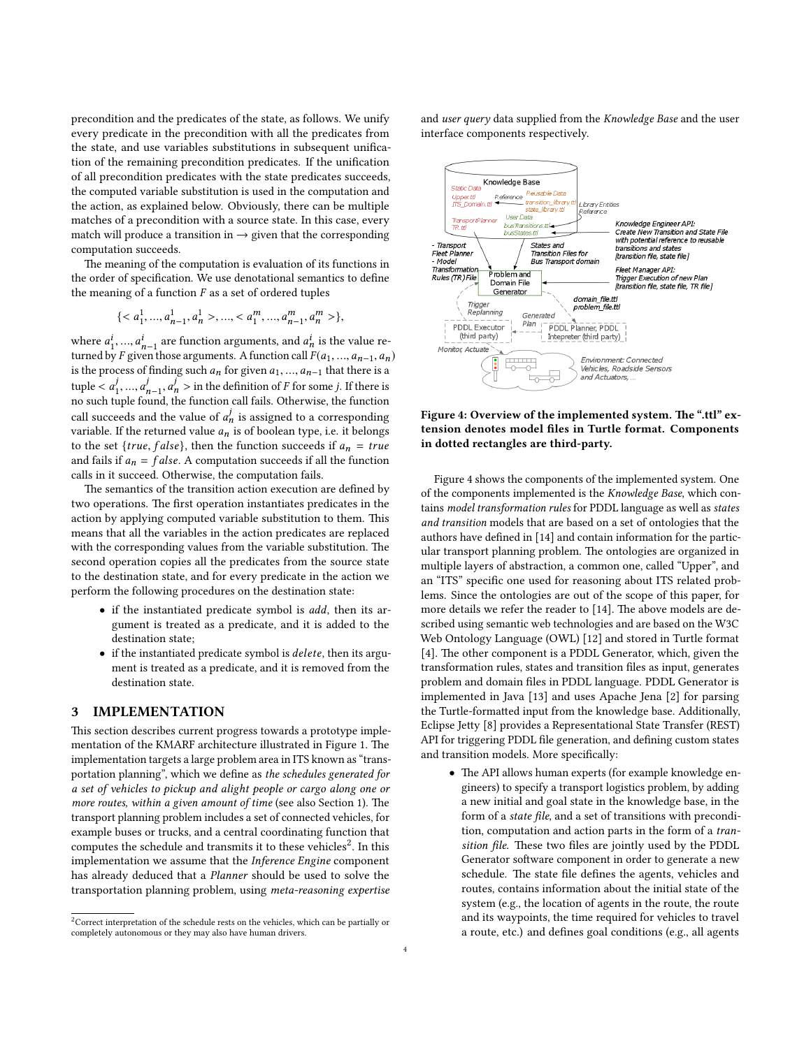precondition and the predicates of the state, as follows. We unify every predicate in the precondition with all the predicates from the state, and use variables substitutions in subsequent unification of the remaining precondition predicates. If the unification of all precondition predicates with the state predicates succeeds, the computed variable substitution is used in the computation and the action, as explained below. Obviously, there can be multiple matches of a precondition with a source state. In this case, every match will produce a transition in $\rightarrow$ given that the corresponding computation succeeds.

The meaning of the computation is evaluation of its functions in the order of specification. We use denotational semantics to define the meaning of a function $F$ as a set of ordered tuples

$$\{< a_1^1, ..., a_{n-1}^1, a_n^1 >, ..., < a_1^m, ..., a_{n-1}^m, a_n^m >\},$$

where $a_1^i, ..., a_{n-1}^i$ are function arguments, and $a_n^i$ is the value returned by $F$ given those arguments. A function call $F(a_1, ..., a_{n-1}, a_n)$ is the process of finding such $a_n$ for given $a_1, ..., a_{n-1}$ that there is a tuple $< a_1^j, ..., a_{n-1}^j, a_n^j >$ in the definition of $F$ for some $j$. If there is no such tuple found, the function call fails. Otherwise, the function call succeeds and the value of $a_n^j$ is assigned to a corresponding variable. If the returned value $a_n$ is of boolean type, i.e. it belongs to the set $\{true, false\}$, then the function succeeds if $a_n = true$ and fails if $a_n = false$. A computation succeeds if all the function calls in it succeed. Otherwise, the computation fails.

The semantics of the transition action execution are defined by two operations. The first operation instantiates predicates in the action by applying computed variable substitution to them. This means that all the variables in the action predicates are replaced with the corresponding values from the variable substitution. The second operation copies all the predicates from the source state to the destination state, and for every predicate in the action we perform the following procedures on the destination state:

- if the instantiated predicate symbol is *add*, then its argument is treated as a predicate, and it is added to the destination state;
- if the instantiated predicate symbol is *delete*, then its argument is treated as a predicate, and it is removed from the destination state.

## 3 IMPLEMENTATION

This section describes current progress towards a prototype implementation of the KMARF architecture illustrated in Figure 1. The implementation targets a large problem area in ITS known as "transportation planning", which we define as *the schedules generated for a set of vehicles to pickup and alight people or cargo along one or more routes, within a given amount of time* (see also Section 1). The transport planning problem includes a set of connected vehicles, for example buses or trucks, and a central coordinating function that computes the schedule and transmits it to these vehicles[2]. In this implementation we assume that the *Inference Engine* component has already deduced that a *Planner* should be used to solve the transportation planning problem, using *meta-reasoning expertise* and *user query* data supplied from the *Knowledge Base* and the user interface components respectively.

**Figure 4: Overview of the implemented system. The ".ttl" extension denotes model files in Turtle format. Components in dotted rectangles are third-party.**

Figure 4 shows the components of the implemented system. One of the components implemented is the *Knowledge Base*, which contains *model transformation rules* for PDDL language as well as *states and transition* models that are based on a set of ontologies that the authors have defined in [14] and contain information for the particular transport planning problem. The ontologies are organized in multiple layers of abstraction, a common one, called "Upper", and an "ITS" specific one used for reasoning about ITS related problems. Since the ontologies are out of the scope of this paper, for more details we refer the reader to [14]. The above models are described using semantic web technologies and are based on the W3C Web Ontology Language (OWL) [12] and stored in Turtle format [4]. The other component is a PDDL Generator, which, given the transformation rules, states and transition files as input, generates problem and domain files in PDDL language. PDDL Generator is implemented in Java [13] and uses Apache Jena [2] for parsing the Turtle-formatted input from the knowledge base. Additionally, Eclipse Jetty [8] provides a Representational State Transfer (REST) API for triggering PDDL file generation, and defining custom states and transition models. More specifically:

- The API allows human experts (for example knowledge engineers) to specify a transport logistics problem, by adding a new initial and goal state in the knowledge base, in the form of a *state file*, and a set of transitions with precondition, computation and action parts in the form of a *transition file*. These two files are jointly used by the PDDL Generator software component in order to generate a new schedule. The state file defines the agents, vehicles and routes, contains information about the initial state of the system (e.g., the location of agents in the route, the route and its waypoints, the time required for vehicles to travel a route, etc.) and defines goal conditions (e.g., all agents

[2]Correct interpretation of the schedule rests on the vehicles, which can be partially or completely autonomous or they may also have human drivers.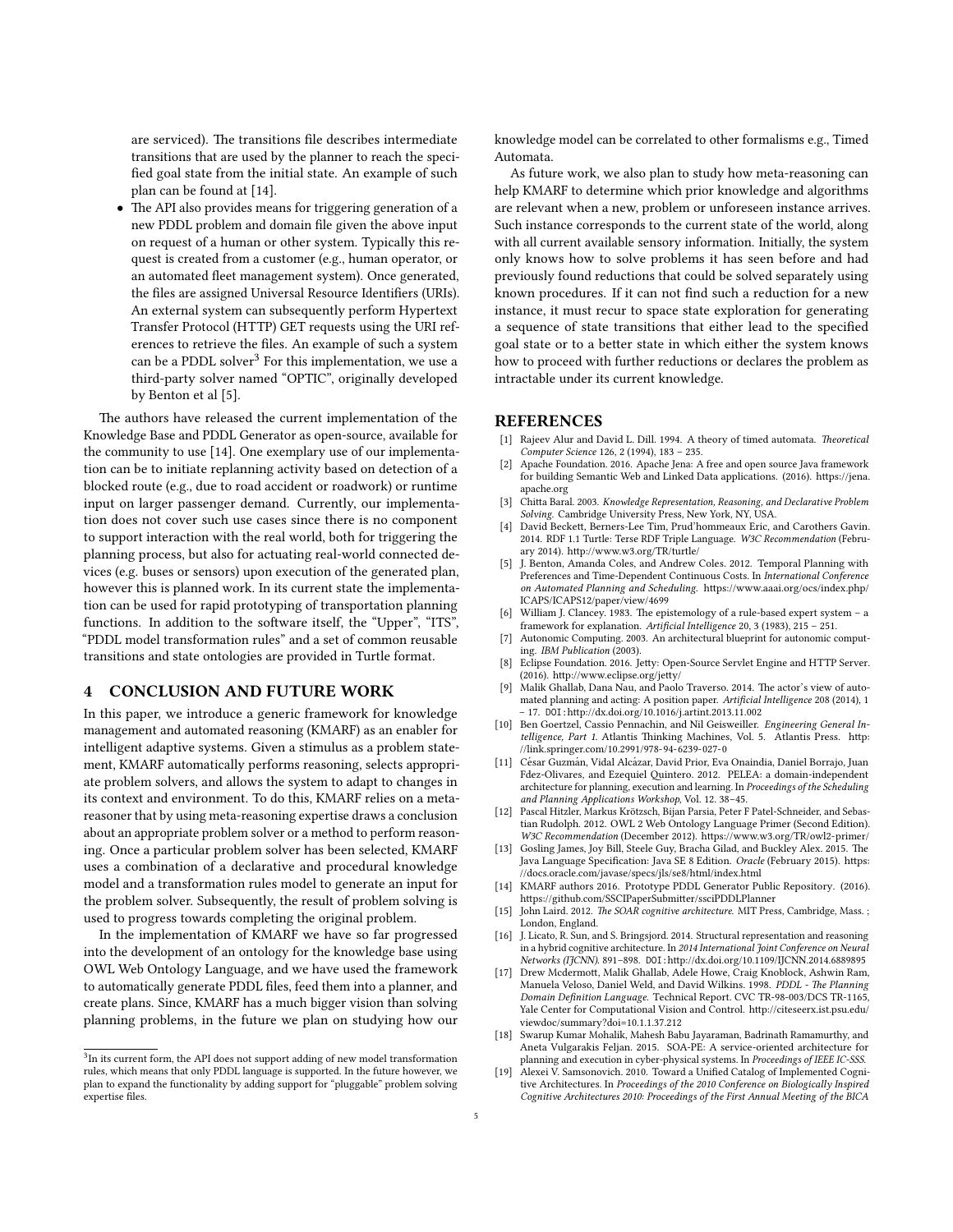are serviced). The transitions file describes intermediate transitions that are used by the planner to reach the specified goal state from the initial state. An example of such plan can be found at [14].

- The API also provides means for triggering generation of a new PDDL problem and domain file given the above input on request of a human or other system. Typically this request is created from a customer (e.g., human operator, or an automated fleet management system). Once generated, the files are assigned Universal Resource Identifiers (URIs). An external system can subsequently perform Hypertext Transfer Protocol (HTTP) GET requests using the URI references to retrieve the files. An example of such a system can be a PDDL solver[3] For this implementation, we use a third-party solver named "OPTIC", originally developed by Benton et al [5].

The authors have released the current implementation of the Knowledge Base and PDDL Generator as open-source, available for the community to use [14]. One exemplary use of our implementation can be to initiate replanning activity based on detection of a blocked route (e.g., due to road accident or roadwork) or runtime input on larger passenger demand. Currently, our implementation does not cover such use cases since there is no component to support interaction with the real world, both for triggering the planning process, but also for actuating real-world connected devices (e.g. buses or sensors) upon execution of the generated plan, however this is planned work. In its current state the implementation can be used for rapid prototyping of transportation planning functions. In addition to the software itself, the "Upper", "ITS", "PDDL model transformation rules" and a set of common reusable transitions and state ontologies are provided in Turtle format.

## 4 CONCLUSION AND FUTURE WORK

In this paper, we introduce a generic framework for knowledge management and automated reasoning (KMARF) as an enabler for intelligent adaptive systems. Given a stimulus as a problem statement, KMARF automatically performs reasoning, selects appropriate problem solvers, and allows the system to adapt to changes in its context and environment. To do this, KMARF relies on a meta-reasoner that by using meta-reasoning expertise draws a conclusion about an appropriate problem solver or a method to perform reasoning. Once a particular problem solver has been selected, KMARF uses a combination of a declarative and procedural knowledge model and a transformation rules model to generate an input for the problem solver. Subsequently, the result of problem solving is used to progress towards completing the original problem.

In the implementation of KMARF we have so far progressed into the development of an ontology for the knowledge base using OWL Web Ontology Language, and we have used the framework to automatically generate PDDL files, feed them into a planner, and create plans. Since, KMARF has a much bigger vision than solving planning problems, in the future we plan on studying how our knowledge model can be correlated to other formalisms e.g., Timed Automata.

As future work, we also plan to study how meta-reasoning can help KMARF to determine which prior knowledge and algorithms are relevant when a new, problem or unforeseen instance arrives. Such instance corresponds to the current state of the world, along with all current available sensory information. Initially, the system only knows how to solve problems it has seen before and had previously found reductions that could be solved separately using known procedures. If it can not find such a reduction for a new instance, it must recur to space state exploration for generating a sequence of state transitions that either lead to the specified goal state or to a better state in which either the system knows how to proceed with further reductions or declares the problem as intractable under its current knowledge.

[3] In its current form, the API does not support adding of new model transformation rules, which means that only PDDL language is supported. In the future however, we plan to expand the functionality by adding support for "pluggable" problem solving expertise files.

## REFERENCES

[1] Rajeev Alur and David L. Dill. 1994. A theory of timed automata. *Theoretical Computer Science* 126, 2 (1994), 183 – 235.

[2] Apache Foundation. 2016. Apache Jena: A free and open source Java framework for building Semantic Web and Linked Data applications. (2016). https://jena.apache.org

[3] Chitta Baral. 2003. *Knowledge Representation, Reasoning, and Declarative Problem Solving*. Cambridge University Press, New York, NY, USA.

[4] David Beckett, Berners-Lee Tim, Prud'hommeaux Eric, and Carothers Gavin. 2014. RDF 1.1 Turtle: Terse RDF Triple Language. *W3C Recommendation* (February 2014). http://www.w3.org/TR/turtle/

[5] J. Benton, Amanda Coles, and Andrew Coles. 2012. Temporal Planning with Preferences and Time-Dependent Continuous Costs. In *International Conference on Automated Planning and Scheduling*. https://www.aaai.org/ocs/index.php/ICAPS/ICAPS12/paper/view/4699

[6] William J. Clancey. 1983. The epistemology of a rule-based expert system – a framework for explanation. *Artificial Intelligence* 20, 3 (1983), 215 – 251.

[7] Autonomic Computing. 2003. An architectural blueprint for autonomic computing. *IBM Publication* (2003).

[8] Eclipse Foundation. 2016. Jetty: Open-Source Servlet Engine and HTTP Server. (2016). http://www.eclipse.org/jetty/

[9] Malik Ghallab, Dana Nau, and Paolo Traverso. 2014. The actor's view of automated planning and acting: A position paper. *Artificial Intelligence* 208 (2014), 1 – 17. DOI: http://dx.doi.org/10.1016/j.artint.2013.11.002

[10] Ben Goertzel, Cassio Pennachin, and Nil Geisweiller. *Engineering General Intelligence, Part 1*. Atlantis Thinking Machines, Vol. 5. Atlantis Press. http://link.springer.com/10.2991/978-94-6239-027-0

[11] César Guzmán, Vidal Alcázar, David Prior, Eva Onaindía, Daniel Borrajo, Juan Fdez-Olivares, and Ezequiel Quintero. 2012. PELEA: a domain-independent architecture for planning, execution and learning. In *Proceedings of the Scheduling and Planning Applications Workshop*, Vol. 12. 38–45.

[12] Pascal Hitzler, Markus Krötzsch, Bijan Parsia, Peter F Patel-Schneider, and Sebastian Rudolph. 2012. OWL 2 Web Ontology Language Primer (Second Edition). *W3C Recommendation* (December 2012). https://www.w3.org/TR/owl2-primer/

[13] Gosling James, Joy Bill, Steele Guy, Bracha Gilad, and Buckley Alex. 2015. The Java Language Specification: Java SE 8 Edition. *Oracle* (February 2015). https://docs.oracle.com/javase/specs/jls/se8/html/index.html

[14] KMARF authors 2016. Prototype PDDL Generator Public Repository. (2016). https://github.com/SSCIPaperSubmitter/ssciPDDLPlanner

[15] John Laird. 2012. *The SOAR cognitive architecture*. MIT Press, Cambridge, Mass. ; London, England.

[16] J. Licato, R. Sun, and S. Bringsjord. 2014. Structural representation and reasoning in a hybrid cognitive architecture. In *2014 International Joint Conference on Neural Networks (IJCNN)*. 891–898. DOI: http://dx.doi.org/10.1109/IJCNN.2014.6889895

[17] Drew Mcdermott, Malik Ghallab, Adele Howe, Craig Knoblock, Ashwin Ram, Manuela Veloso, Daniel Weld, and David Wilkins. 1998. *PDDL - The Planning Domain Definition Language*. Technical Report. CVC TR-98-003/DCS TR-1165, Yale Center for Computational Vision and Control. http://citeseerx.ist.psu.edu/viewdoc/summary?doi=10.1.1.37.212

[18] Swarup Kumar Mohalik, Mahesh Babu Jayaraman, Badrinath Ramamurthy, and Aneta Vulgarakis Feljan. 2015. SOA-PE: A service-oriented architecture for planning and execution in cyber-physical systems. In *Proceedings of IEEE IC-SSS*.

[19] Alexei V. Samsonovich. 2010. Toward a Unified Catalog of Implemented Cognitive Architectures. In *Proceedings of the 2010 Conference on Biologically Inspired Cognitive Architectures 2010: Proceedings of the First Annual Meeting of the BICA*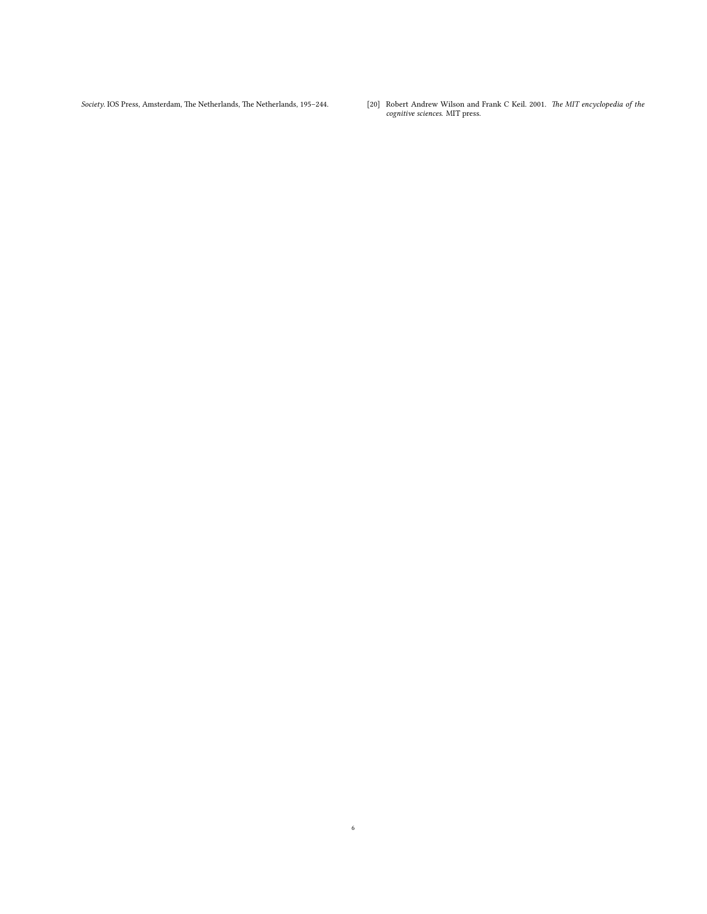*Society*. IOS Press, Amsterdam, The Netherlands, The Netherlands, 195–244.

[20] Robert Andrew Wilson and Frank C Keil. 2001. *The MIT encyclopedia of the cognitive sciences*. MIT press.